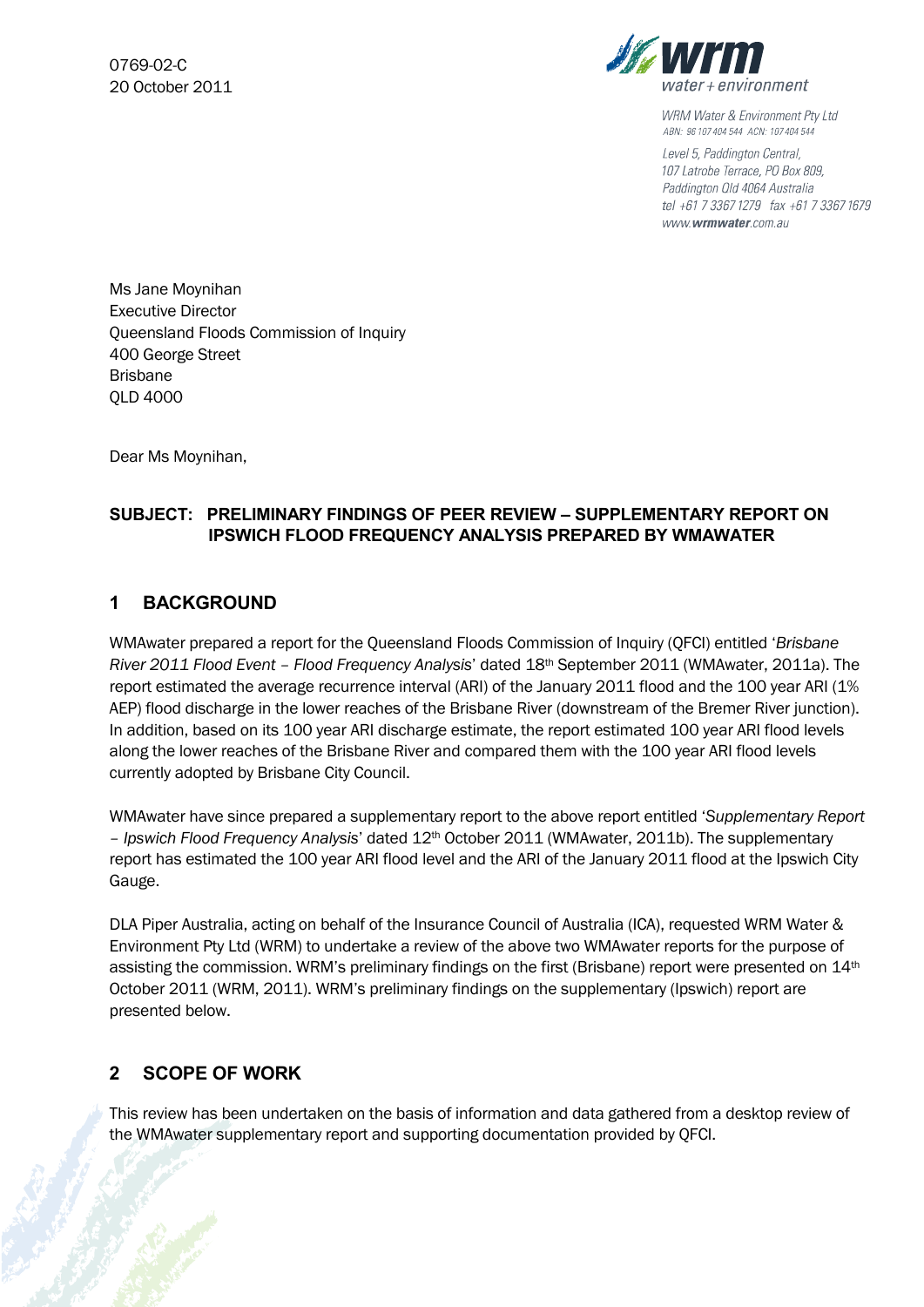0769-02-C
20 October 2011

WRM Water & Environment Pty Ltd
ABN: 96 107 404 544 ACN: 107 404 544

Level 5, Paddington Central,
107 Latrobe Terrace, PO Box 809,
Paddington Qld 4064 Australia
tel +61 7 3367 1279 fax +61 7 3367 1679
www.wrmwater.com.au

Ms Jane Moynihan
Executive Director
Queensland Floods Commission of Inquiry
400 George Street
Brisbane
QLD 4000

Dear Ms Moynihan,

**SUBJECT: PRELIMINARY FINDINGS OF PEER REVIEW – SUPPLEMENTARY REPORT ON IPSWICH FLOOD FREQUENCY ANALYSIS PREPARED BY WMAWATER**

## 1 BACKGROUND

WMAwater prepared a report for the Queensland Floods Commission of Inquiry (QFCI) entitled '*Brisbane River 2011 Flood Event – Flood Frequency Analysis*' dated 18th September 2011 (WMAwater, 2011a). The report estimated the average recurrence interval (ARI) of the January 2011 flood and the 100 year ARI (1% AEP) flood discharge in the lower reaches of the Brisbane River (downstream of the Bremer River junction). In addition, based on its 100 year ARI discharge estimate, the report estimated 100 year ARI flood levels along the lower reaches of the Brisbane River and compared them with the 100 year ARI flood levels currently adopted by Brisbane City Council.

WMAwater have since prepared a supplementary report to the above report entitled '*Supplementary Report – Ipswich Flood Frequency Analysis*' dated 12th October 2011 (WMAwater, 2011b). The supplementary report has estimated the 100 year ARI flood level and the ARI of the January 2011 flood at the Ipswich City Gauge.

DLA Piper Australia, acting on behalf of the Insurance Council of Australia (ICA), requested WRM Water & Environment Pty Ltd (WRM) to undertake a review of the above two WMAwater reports for the purpose of assisting the commission. WRM's preliminary findings on the first (Brisbane) report were presented on 14th October 2011 (WRM, 2011). WRM's preliminary findings on the supplementary (Ipswich) report are presented below.

## 2 SCOPE OF WORK

This review has been undertaken on the basis of information and data gathered from a desktop review of the WMAwater supplementary report and supporting documentation provided by QFCI.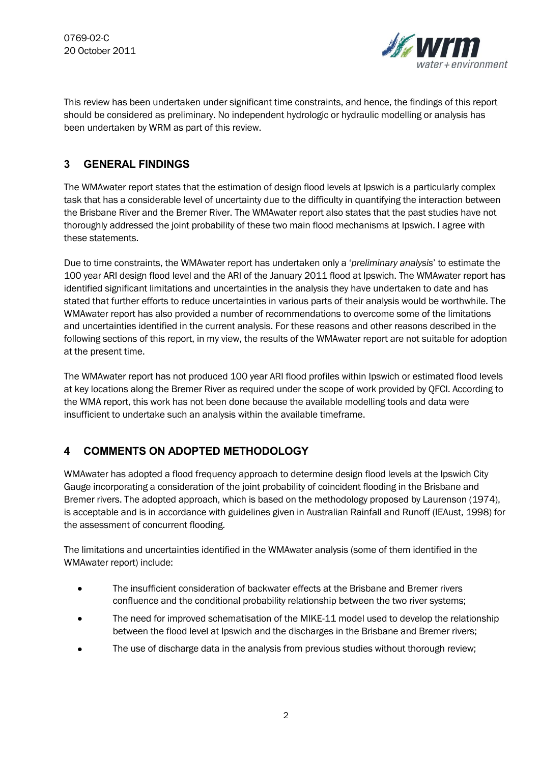This review has been undertaken under significant time constraints, and hence, the findings of this report should be considered as preliminary. No independent hydrologic or hydraulic modelling or analysis has been undertaken by WRM as part of this review.

## 3 GENERAL FINDINGS

The WMAwater report states that the estimation of design flood levels at Ipswich is a particularly complex task that has a considerable level of uncertainty due to the difficulty in quantifying the interaction between the Brisbane River and the Bremer River. The WMAwater report also states that the past studies have not thoroughly addressed the joint probability of these two main flood mechanisms at Ipswich. I agree with these statements.

Due to time constraints, the WMAwater report has undertaken only a '*preliminary analysis*' to estimate the 100 year ARI design flood level and the ARI of the January 2011 flood at Ipswich. The WMAwater report has identified significant limitations and uncertainties in the analysis they have undertaken to date and has stated that further efforts to reduce uncertainties in various parts of their analysis would be worthwhile. The WMAwater report has also provided a number of recommendations to overcome some of the limitations and uncertainties identified in the current analysis. For these reasons and other reasons described in the following sections of this report, in my view, the results of the WMAwater report are not suitable for adoption at the present time.

The WMAwater report has not produced 100 year ARI flood profiles within Ipswich or estimated flood levels at key locations along the Bremer River as required under the scope of work provided by QFCI. According to the WMA report, this work has not been done because the available modelling tools and data were insufficient to undertake such an analysis within the available timeframe.

## 4 COMMENTS ON ADOPTED METHODOLOGY

WMAwater has adopted a flood frequency approach to determine design flood levels at the Ipswich City Gauge incorporating a consideration of the joint probability of coincident flooding in the Brisbane and Bremer rivers. The adopted approach, which is based on the methodology proposed by Laurenson (1974), is acceptable and is in accordance with guidelines given in Australian Rainfall and Runoff (IEAust, 1998) for the assessment of concurrent flooding.

The limitations and uncertainties identified in the WMAwater analysis (some of them identified in the WMAwater report) include:

- The insufficient consideration of backwater effects at the Brisbane and Bremer rivers confluence and the conditional probability relationship between the two river systems;
- The need for improved schematisation of the MIKE-11 model used to develop the relationship between the flood level at Ipswich and the discharges in the Brisbane and Bremer rivers;
- The use of discharge data in the analysis from previous studies without thorough review;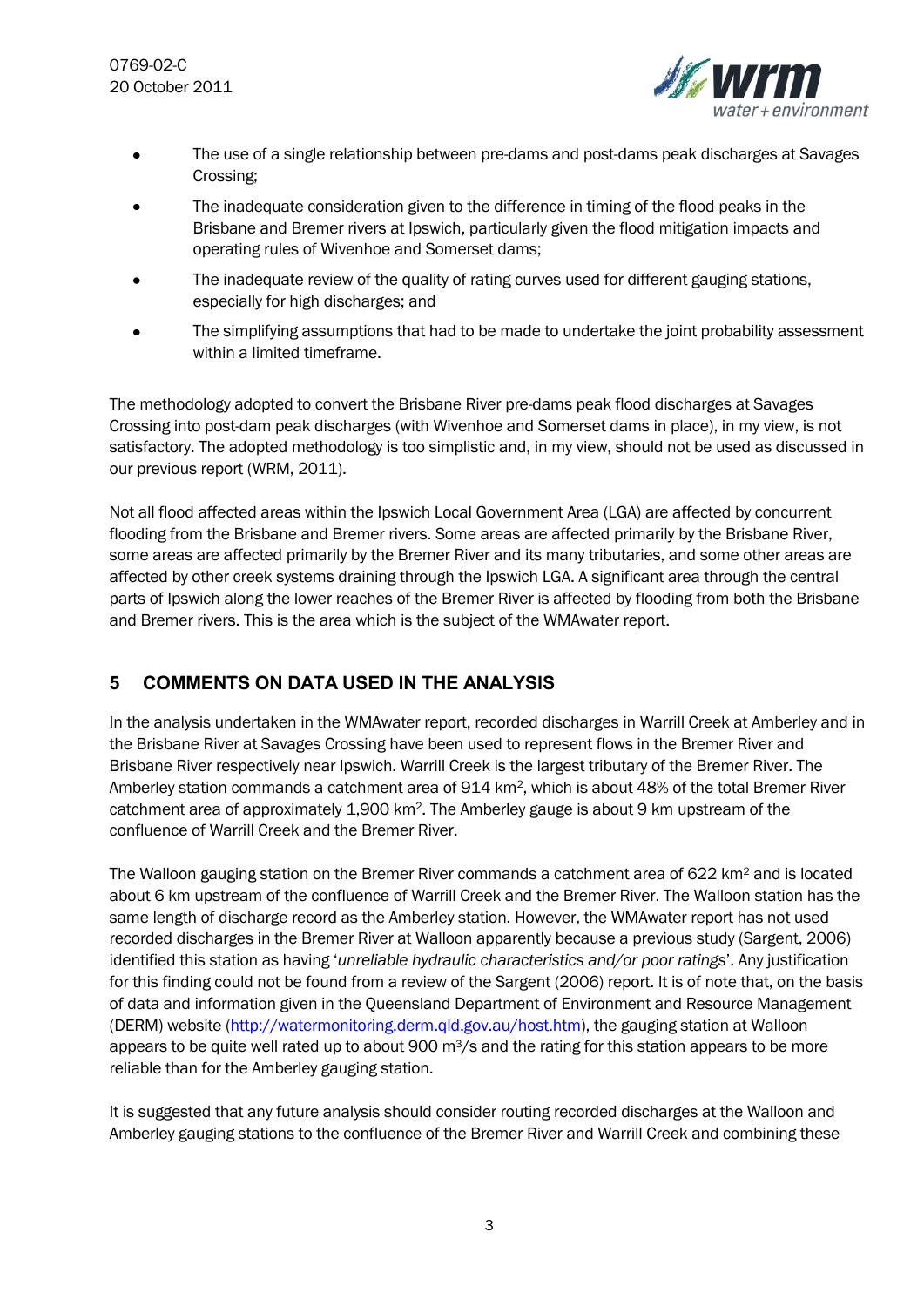- The use of a single relationship between pre-dams and post-dams peak discharges at Savages Crossing;
- The inadequate consideration given to the difference in timing of the flood peaks in the Brisbane and Bremer rivers at Ipswich, particularly given the flood mitigation impacts and operating rules of Wivenhoe and Somerset dams;
- The inadequate review of the quality of rating curves used for different gauging stations, especially for high discharges; and
- The simplifying assumptions that had to be made to undertake the joint probability assessment within a limited timeframe.

The methodology adopted to convert the Brisbane River pre-dams peak flood discharges at Savages Crossing into post-dam peak discharges (with Wivenhoe and Somerset dams in place), in my view, is not satisfactory. The adopted methodology is too simplistic and, in my view, should not be used as discussed in our previous report (WRM, 2011).

Not all flood affected areas within the Ipswich Local Government Area (LGA) are affected by concurrent flooding from the Brisbane and Bremer rivers. Some areas are affected primarily by the Brisbane River, some areas are affected primarily by the Bremer River and its many tributaries, and some other areas are affected by other creek systems draining through the Ipswich LGA. A significant area through the central parts of Ipswich along the lower reaches of the Bremer River is affected by flooding from both the Brisbane and Bremer rivers. This is the area which is the subject of the WMAwater report.

## 5 COMMENTS ON DATA USED IN THE ANALYSIS

In the analysis undertaken in the WMAwater report, recorded discharges in Warrill Creek at Amberley and in the Brisbane River at Savages Crossing have been used to represent flows in the Bremer River and Brisbane River respectively near Ipswich. Warrill Creek is the largest tributary of the Bremer River. The Amberley station commands a catchment area of 914 km$^2$, which is about 48% of the total Bremer River catchment area of approximately 1,900 km$^2$. The Amberley gauge is about 9 km upstream of the confluence of Warrill Creek and the Bremer River.

The Walloon gauging station on the Bremer River commands a catchment area of 622 km$^2$ and is located about 6 km upstream of the confluence of Warrill Creek and the Bremer River. The Walloon station has the same length of discharge record as the Amberley station. However, the WMAwater report has not used recorded discharges in the Bremer River at Walloon apparently because a previous study (Sargent, 2006) identified this station as having '*unreliable hydraulic characteristics and/or poor ratings*'. Any justification for this finding could not be found from a review of the Sargent (2006) report. It is of note that, on the basis of data and information given in the Queensland Department of Environment and Resource Management (DERM) website (http://watermonitoring.derm.qld.gov.au/host.htm), the gauging station at Walloon appears to be quite well rated up to about 900 m$^3$/s and the rating for this station appears to be more reliable than for the Amberley gauging station.

It is suggested that any future analysis should consider routing recorded discharges at the Walloon and Amberley gauging stations to the confluence of the Bremer River and Warrill Creek and combining these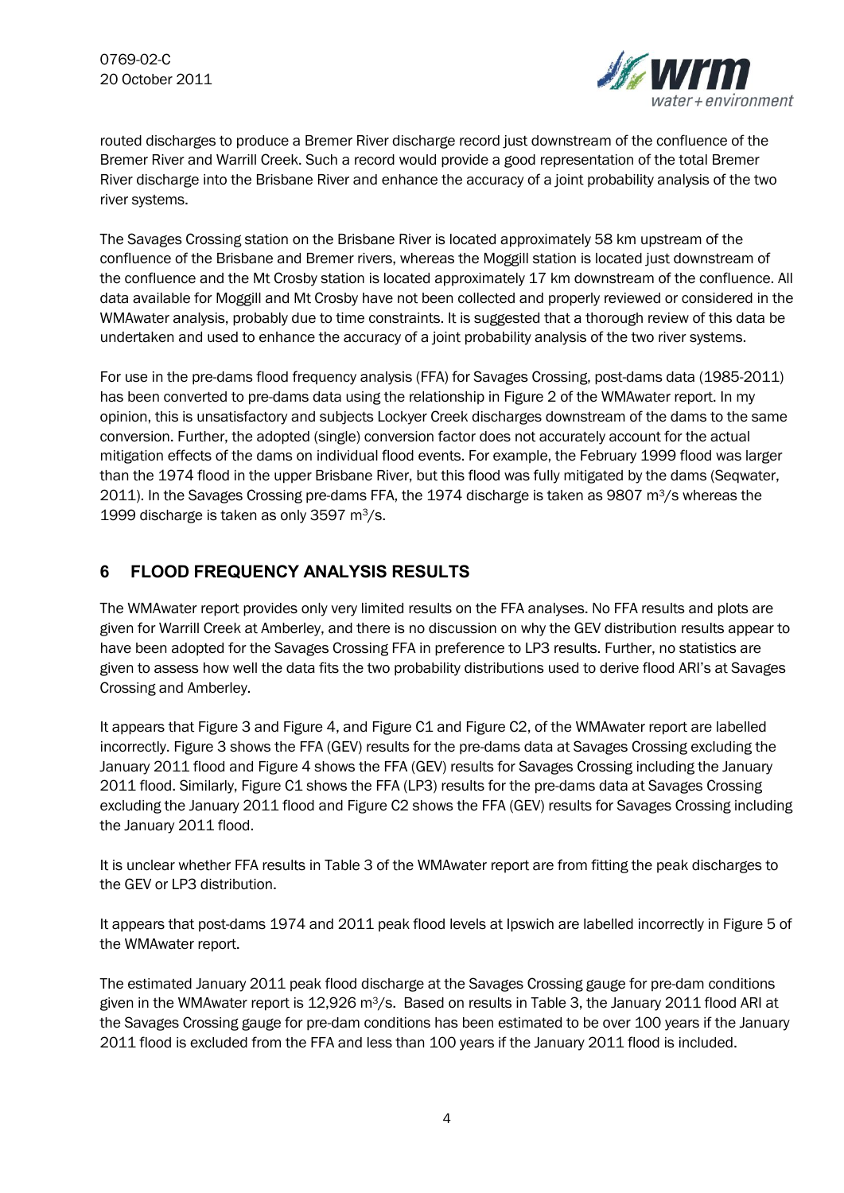routed discharges to produce a Bremer River discharge record just downstream of the confluence of the Bremer River and Warrill Creek. Such a record would provide a good representation of the total Bremer River discharge into the Brisbane River and enhance the accuracy of a joint probability analysis of the two river systems.

The Savages Crossing station on the Brisbane River is located approximately 58 km upstream of the confluence of the Brisbane and Bremer rivers, whereas the Moggill station is located just downstream of the confluence and the Mt Crosby station is located approximately 17 km downstream of the confluence. All data available for Moggill and Mt Crosby have not been collected and properly reviewed or considered in the WMAwater analysis, probably due to time constraints. It is suggested that a thorough review of this data be undertaken and used to enhance the accuracy of a joint probability analysis of the two river systems.

For use in the pre-dams flood frequency analysis (FFA) for Savages Crossing, post-dams data (1985-2011) has been converted to pre-dams data using the relationship in Figure 2 of the WMAwater report. In my opinion, this is unsatisfactory and subjects Lockyer Creek discharges downstream of the dams to the same conversion. Further, the adopted (single) conversion factor does not accurately account for the actual mitigation effects of the dams on individual flood events. For example, the February 1999 flood was larger than the 1974 flood in the upper Brisbane River, but this flood was fully mitigated by the dams (Seqwater, 2011). In the Savages Crossing pre-dams FFA, the 1974 discharge is taken as 9807 m$^3$/s whereas the 1999 discharge is taken as only 3597 m$^3$/s.

## 6 FLOOD FREQUENCY ANALYSIS RESULTS

The WMAwater report provides only very limited results on the FFA analyses. No FFA results and plots are given for Warrill Creek at Amberley, and there is no discussion on why the GEV distribution results appear to have been adopted for the Savages Crossing FFA in preference to LP3 results. Further, no statistics are given to assess how well the data fits the two probability distributions used to derive flood ARI's at Savages Crossing and Amberley.

It appears that Figure 3 and Figure 4, and Figure C1 and Figure C2, of the WMAwater report are labelled incorrectly. Figure 3 shows the FFA (GEV) results for the pre-dams data at Savages Crossing excluding the January 2011 flood and Figure 4 shows the FFA (GEV) results for Savages Crossing including the January 2011 flood. Similarly, Figure C1 shows the FFA (LP3) results for the pre-dams data at Savages Crossing excluding the January 2011 flood and Figure C2 shows the FFA (GEV) results for Savages Crossing including the January 2011 flood.

It is unclear whether FFA results in Table 3 of the WMAwater report are from fitting the peak discharges to the GEV or LP3 distribution.

It appears that post-dams 1974 and 2011 peak flood levels at Ipswich are labelled incorrectly in Figure 5 of the WMAwater report.

The estimated January 2011 peak flood discharge at the Savages Crossing gauge for pre-dam conditions given in the WMAwater report is 12,926 m$^3$/s. Based on results in Table 3, the January 2011 flood ARI at the Savages Crossing gauge for pre-dam conditions has been estimated to be over 100 years if the January 2011 flood is excluded from the FFA and less than 100 years if the January 2011 flood is included.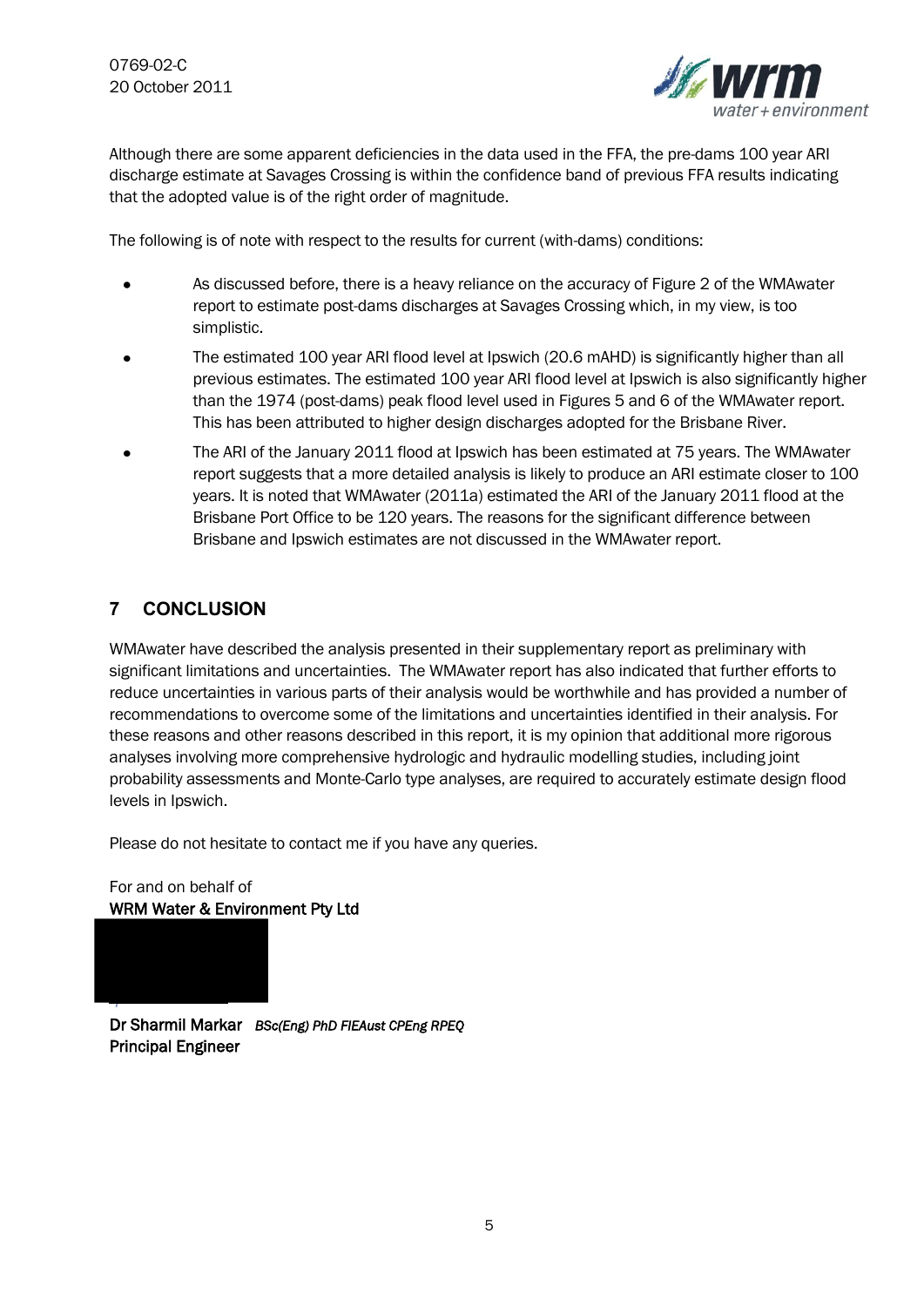Although there are some apparent deficiencies in the data used in the FFA, the pre-dams 100 year ARI discharge estimate at Savages Crossing is within the confidence band of previous FFA results indicating that the adopted value is of the right order of magnitude.

The following is of note with respect to the results for current (with-dams) conditions:

- As discussed before, there is a heavy reliance on the accuracy of Figure 2 of the WMAwater report to estimate post-dams discharges at Savages Crossing which, in my view, is too simplistic.
- The estimated 100 year ARI flood level at Ipswich (20.6 mAHD) is significantly higher than all previous estimates. The estimated 100 year ARI flood level at Ipswich is also significantly higher than the 1974 (post-dams) peak flood level used in Figures 5 and 6 of the WMAwater report. This has been attributed to higher design discharges adopted for the Brisbane River.
- The ARI of the January 2011 flood at Ipswich has been estimated at 75 years. The WMAwater report suggests that a more detailed analysis is likely to produce an ARI estimate closer to 100 years. It is noted that WMAwater (2011a) estimated the ARI of the January 2011 flood at the Brisbane Port Office to be 120 years. The reasons for the significant difference between Brisbane and Ipswich estimates are not discussed in the WMAwater report.

## 7 CONCLUSION

WMAwater have described the analysis presented in their supplementary report as preliminary with significant limitations and uncertainties. The WMAwater report has also indicated that further efforts to reduce uncertainties in various parts of their analysis would be worthwhile and has provided a number of recommendations to overcome some of the limitations and uncertainties identified in their analysis. For these reasons and other reasons described in this report, it is my opinion that additional more rigorous analyses involving more comprehensive hydrologic and hydraulic modelling studies, including joint probability assessments and Monte-Carlo type analyses, are required to accurately estimate design flood levels in Ipswich.

Please do not hesitate to contact me if you have any queries.

For and on behalf of
**WRM Water & Environment Pty Ltd**

**Dr Sharmil Markar** *BSc(Eng) PhD FIEAust CPEng RPEQ*
**Principal Engineer**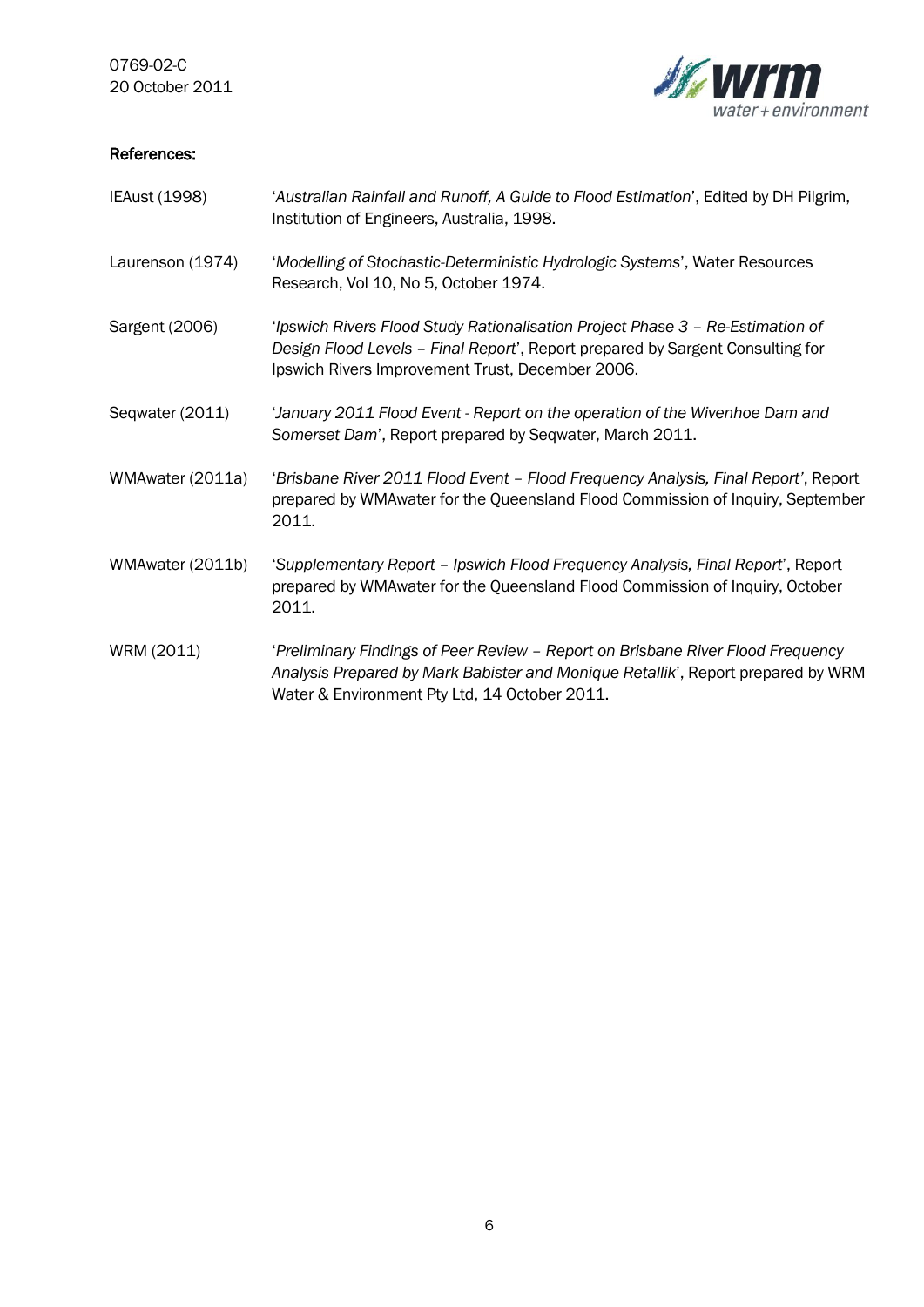**References:**

IEAust (1998) '*Australian Rainfall and Runoff, A Guide to Flood Estimation*', Edited by DH Pilgrim, Institution of Engineers, Australia, 1998.

Laurenson (1974) '*Modelling of Stochastic-Deterministic Hydrologic Systems*', Water Resources Research, Vol 10, No 5, October 1974.

Sargent (2006) '*Ipswich Rivers Flood Study Rationalisation Project Phase 3 – Re-Estimation of Design Flood Levels – Final Report*', Report prepared by Sargent Consulting for Ipswich Rivers Improvement Trust, December 2006.

Seqwater (2011) '*January 2011 Flood Event - Report on the operation of the Wivenhoe Dam and Somerset Dam*', Report prepared by Seqwater, March 2011.

WMAwater (2011a) '*Brisbane River 2011 Flood Event – Flood Frequency Analysis, Final Report'*, Report prepared by WMAwater for the Queensland Flood Commission of Inquiry, September 2011.

WMAwater (2011b) '*Supplementary Report – Ipswich Flood Frequency Analysis, Final Report*', Report prepared by WMAwater for the Queensland Flood Commission of Inquiry, October 2011.

WRM (2011) '*Preliminary Findings of Peer Review – Report on Brisbane River Flood Frequency Analysis Prepared by Mark Babister and Monique Retallik*', Report prepared by WRM Water & Environment Pty Ltd, 14 October 2011.